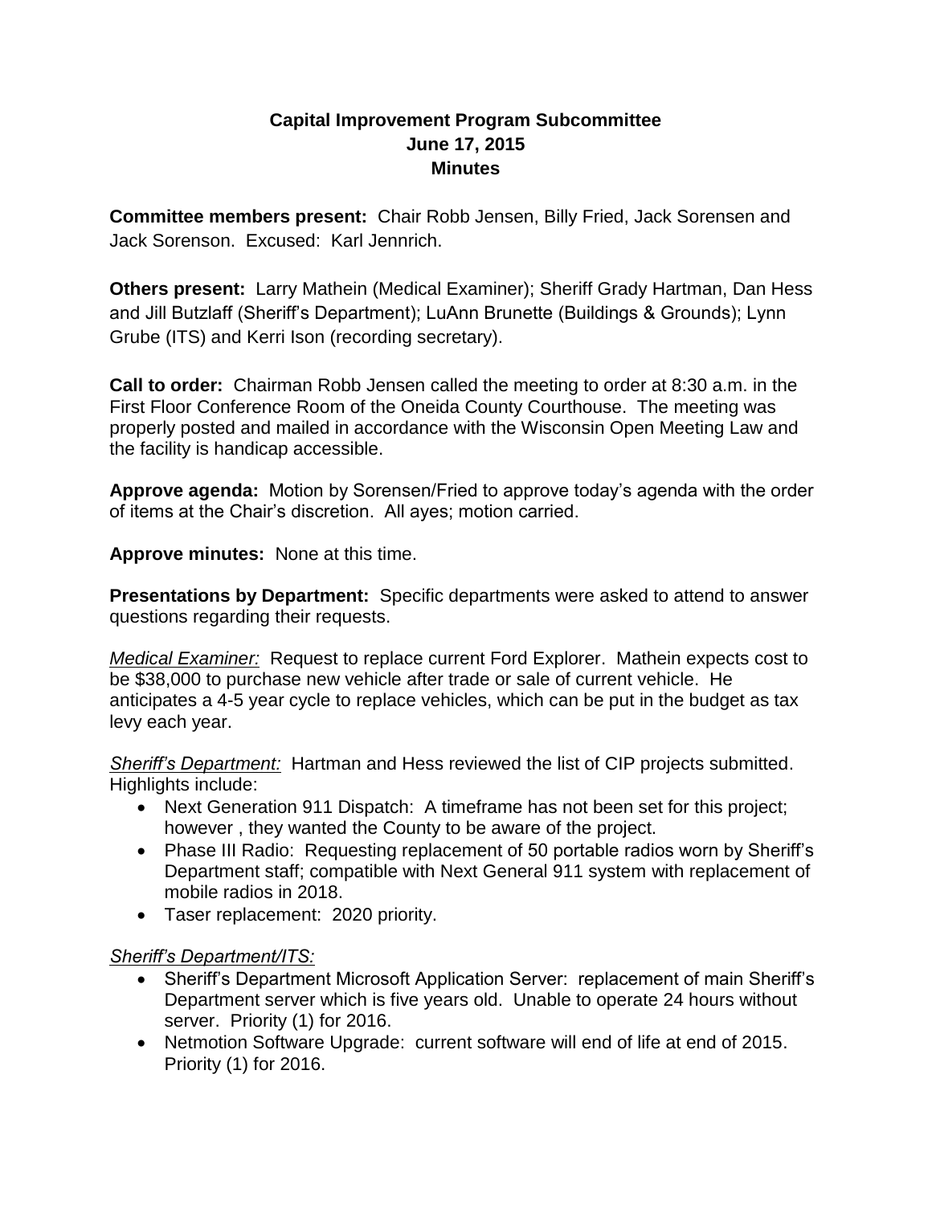# Capital Improvement Program Subcommittee
## June 17, 2015
## Minutes

**Committee members present:** Chair Robb Jensen, Billy Fried, Jack Sorensen and Jack Sorenson. Excused: Karl Jennrich.

**Others present:** Larry Mathein (Medical Examiner); Sheriff Grady Hartman, Dan Hess and Jill Butzlaff (Sheriff's Department); LuAnn Brunette (Buildings & Grounds); Lynn Grube (ITS) and Kerri Ison (recording secretary).

**Call to order:** Chairman Robb Jensen called the meeting to order at 8:30 a.m. in the First Floor Conference Room of the Oneida County Courthouse. The meeting was properly posted and mailed in accordance with the Wisconsin Open Meeting Law and the facility is handicap accessible.

**Approve agenda:** Motion by Sorensen/Fried to approve today's agenda with the order of items at the Chair's discretion. All ayes; motion carried.

**Approve minutes:** None at this time.

**Presentations by Department:** Specific departments were asked to attend to answer questions regarding their requests.

*Medical Examiner:* Request to replace current Ford Explorer. Mathein expects cost to be $38,000 to purchase new vehicle after trade or sale of current vehicle. He anticipates a 4-5 year cycle to replace vehicles, which can be put in the budget as tax levy each year.

*Sheriff's Department:* Hartman and Hess reviewed the list of CIP projects submitted. Highlights include:

- Next Generation 911 Dispatch: A timeframe has not been set for this project; however , they wanted the County to be aware of the project.
- Phase III Radio: Requesting replacement of 50 portable radios worn by Sheriff's Department staff; compatible with Next General 911 system with replacement of mobile radios in 2018.
- Taser replacement: 2020 priority.

*Sheriff's Department/ITS:*

- Sheriff's Department Microsoft Application Server: replacement of main Sheriff's Department server which is five years old. Unable to operate 24 hours without server. Priority (1) for 2016.
- Netmotion Software Upgrade: current software will end of life at end of 2015. Priority (1) for 2016.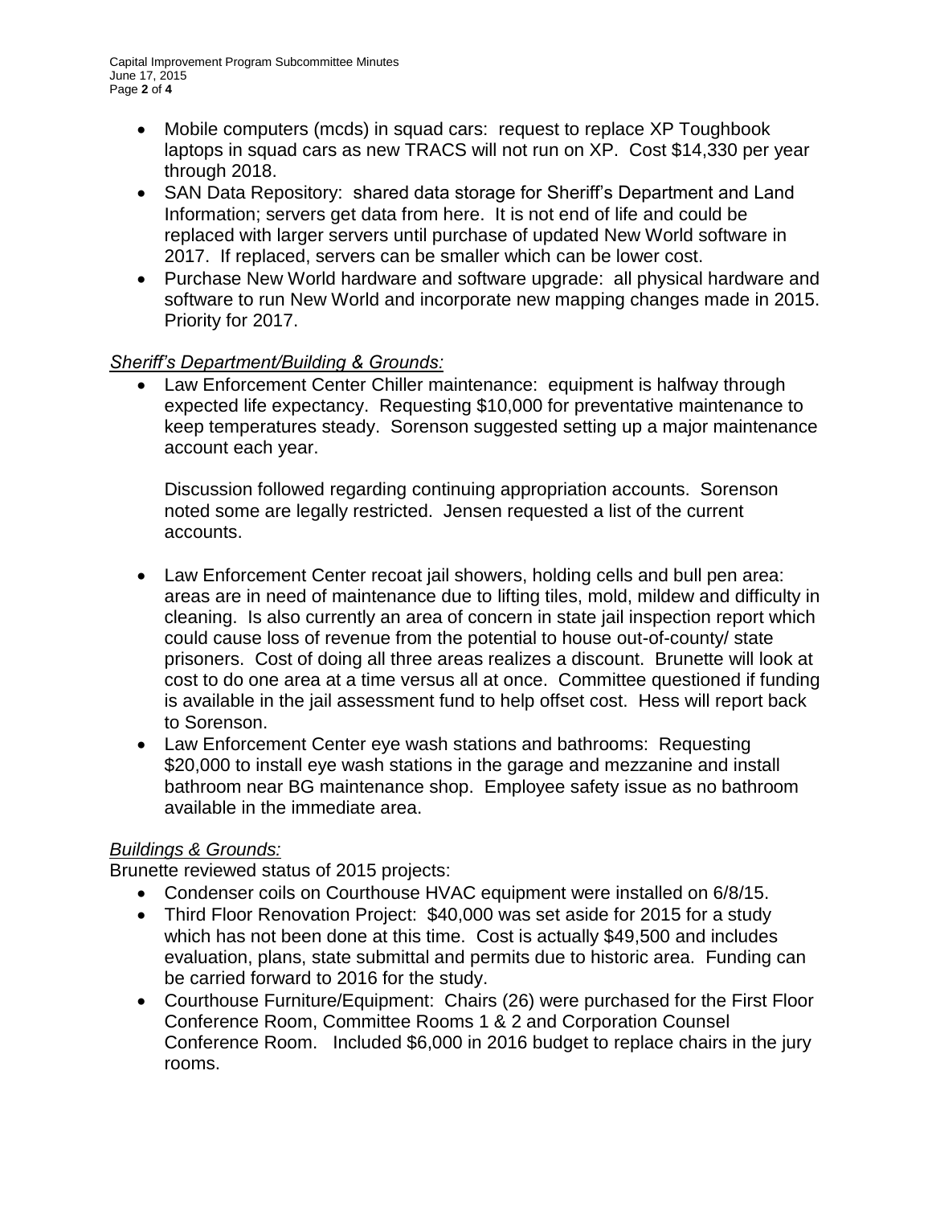- Mobile computers (mcds) in squad cars: request to replace XP Toughbook laptops in squad cars as new TRACS will not run on XP. Cost $14,330 per year through 2018.
- SAN Data Repository: shared data storage for Sheriff's Department and Land Information; servers get data from here. It is not end of life and could be replaced with larger servers until purchase of updated New World software in 2017. If replaced, servers can be smaller which can be lower cost.
- Purchase New World hardware and software upgrade: all physical hardware and software to run New World and incorporate new mapping changes made in 2015. Priority for 2017.

*Sheriff's Department/Building & Grounds:*

- Law Enforcement Center Chiller maintenance: equipment is halfway through expected life expectancy. Requesting $10,000 for preventative maintenance to keep temperatures steady. Sorenson suggested setting up a major maintenance account each year.

  Discussion followed regarding continuing appropriation accounts. Sorenson noted some are legally restricted. Jensen requested a list of the current accounts.

- Law Enforcement Center recoat jail showers, holding cells and bull pen area: areas are in need of maintenance due to lifting tiles, mold, mildew and difficulty in cleaning. Is also currently an area of concern in state jail inspection report which could cause loss of revenue from the potential to house out-of-county/ state prisoners. Cost of doing all three areas realizes a discount. Brunette will look at cost to do one area at a time versus all at once. Committee questioned if funding is available in the jail assessment fund to help offset cost. Hess will report back to Sorenson.
- Law Enforcement Center eye wash stations and bathrooms: Requesting $20,000 to install eye wash stations in the garage and mezzanine and install bathroom near BG maintenance shop. Employee safety issue as no bathroom available in the immediate area.

*Buildings & Grounds:*

Brunette reviewed status of 2015 projects:

- Condenser coils on Courthouse HVAC equipment were installed on 6/8/15.
- Third Floor Renovation Project: $40,000 was set aside for 2015 for a study which has not been done at this time. Cost is actually $49,500 and includes evaluation, plans, state submittal and permits due to historic area. Funding can be carried forward to 2016 for the study.
- Courthouse Furniture/Equipment: Chairs (26) were purchased for the First Floor Conference Room, Committee Rooms 1 & 2 and Corporation Counsel Conference Room. Included $6,000 in 2016 budget to replace chairs in the jury rooms.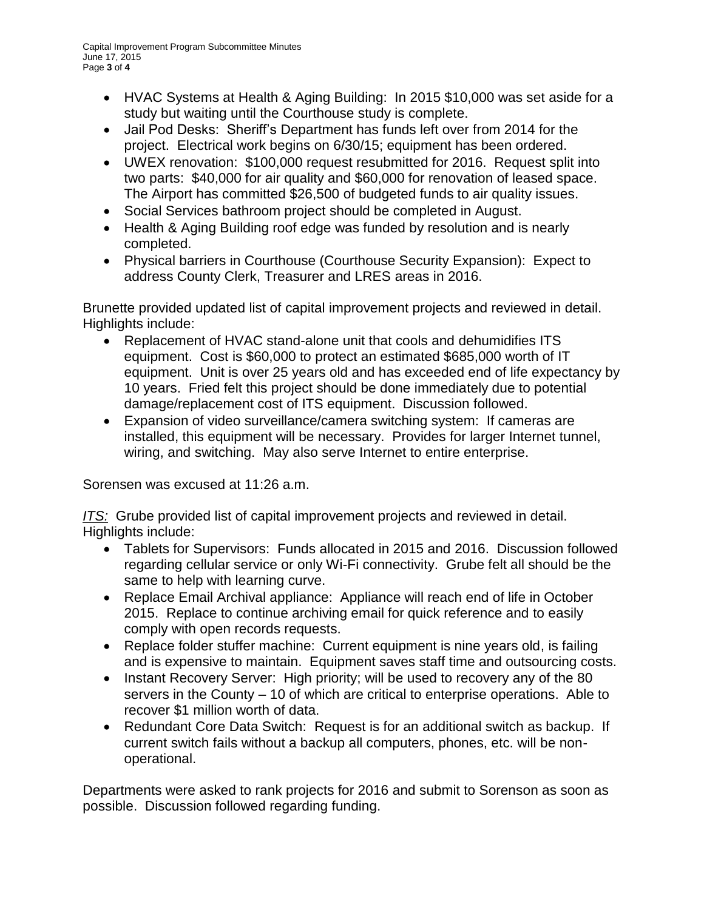- HVAC Systems at Health & Aging Building: In 2015 $10,000 was set aside for a study but waiting until the Courthouse study is complete.
- Jail Pod Desks: Sheriff's Department has funds left over from 2014 for the project. Electrical work begins on 6/30/15; equipment has been ordered.
- UWEX renovation: $100,000 request resubmitted for 2016. Request split into two parts: $40,000 for air quality and $60,000 for renovation of leased space. The Airport has committed $26,500 of budgeted funds to air quality issues.
- Social Services bathroom project should be completed in August.
- Health & Aging Building roof edge was funded by resolution and is nearly completed.
- Physical barriers in Courthouse (Courthouse Security Expansion): Expect to address County Clerk, Treasurer and LRES areas in 2016.

Brunette provided updated list of capital improvement projects and reviewed in detail. Highlights include:

- Replacement of HVAC stand-alone unit that cools and dehumidifies ITS equipment. Cost is $60,000 to protect an estimated $685,000 worth of IT equipment. Unit is over 25 years old and has exceeded end of life expectancy by 10 years. Fried felt this project should be done immediately due to potential damage/replacement cost of ITS equipment. Discussion followed.
- Expansion of video surveillance/camera switching system: If cameras are installed, this equipment will be necessary. Provides for larger Internet tunnel, wiring, and switching. May also serve Internet to entire enterprise.

Sorensen was excused at 11:26 a.m.

*ITS:* Grube provided list of capital improvement projects and reviewed in detail. Highlights include:

- Tablets for Supervisors: Funds allocated in 2015 and 2016. Discussion followed regarding cellular service or only Wi-Fi connectivity. Grube felt all should be the same to help with learning curve.
- Replace Email Archival appliance: Appliance will reach end of life in October 2015. Replace to continue archiving email for quick reference and to easily comply with open records requests.
- Replace folder stuffer machine: Current equipment is nine years old, is failing and is expensive to maintain. Equipment saves staff time and outsourcing costs.
- Instant Recovery Server: High priority; will be used to recovery any of the 80 servers in the County – 10 of which are critical to enterprise operations. Able to recover $1 million worth of data.
- Redundant Core Data Switch: Request is for an additional switch as backup. If current switch fails without a backup all computers, phones, etc. will be non-operational.

Departments were asked to rank projects for 2016 and submit to Sorenson as soon as possible. Discussion followed regarding funding.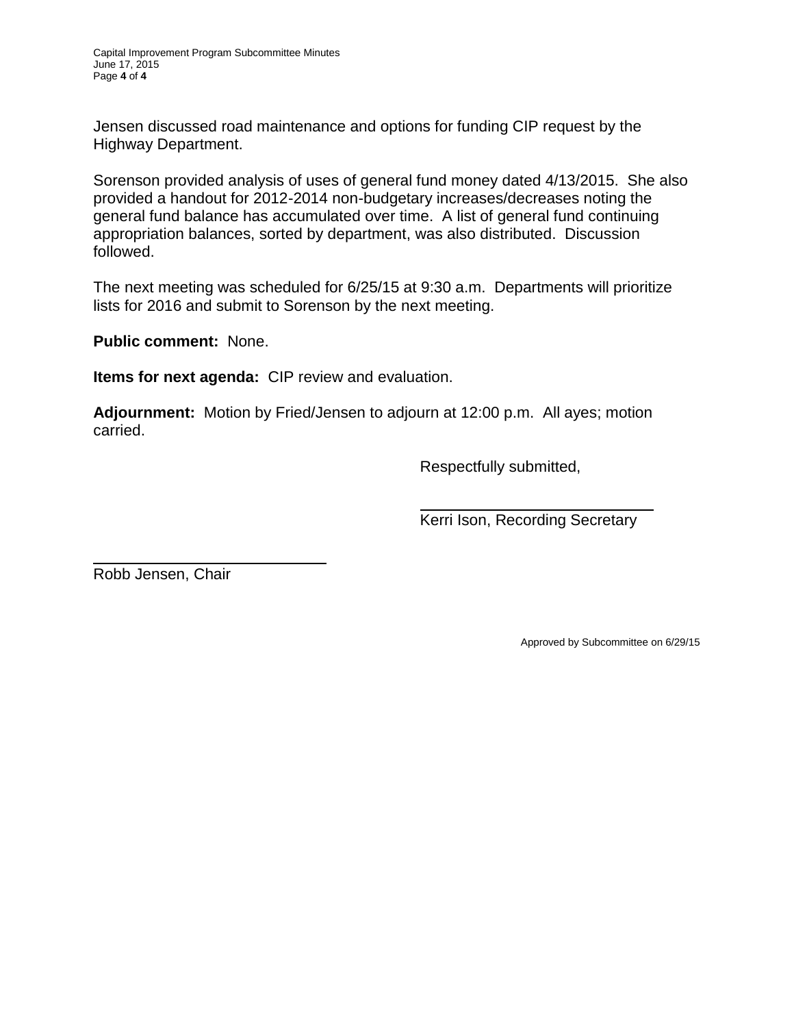Jensen discussed road maintenance and options for funding CIP request by the Highway Department.

Sorenson provided analysis of uses of general fund money dated 4/13/2015. She also provided a handout for 2012-2014 non-budgetary increases/decreases noting the general fund balance has accumulated over time. A list of general fund continuing appropriation balances, sorted by department, was also distributed. Discussion followed.

The next meeting was scheduled for 6/25/15 at 9:30 a.m. Departments will prioritize lists for 2016 and submit to Sorenson by the next meeting.

**Public comment:** None.

**Items for next agenda:** CIP review and evaluation.

**Adjournment:** Motion by Fried/Jensen to adjourn at 12:00 p.m. All ayes; motion carried.

Respectfully submitted,

\_\_\_\_\_\_\_\_\_\_\_\_\_\_\_\_\_\_\_\_\_\_\_\_\_\_\_\_\_\_
Kerri Ison, Recording Secretary

\_\_\_\_\_\_\_\_\_\_\_\_\_\_\_\_\_\_\_\_\_\_\_\_\_\_\_\_\_\_
Robb Jensen, Chair

Approved by Subcommittee on 6/29/15